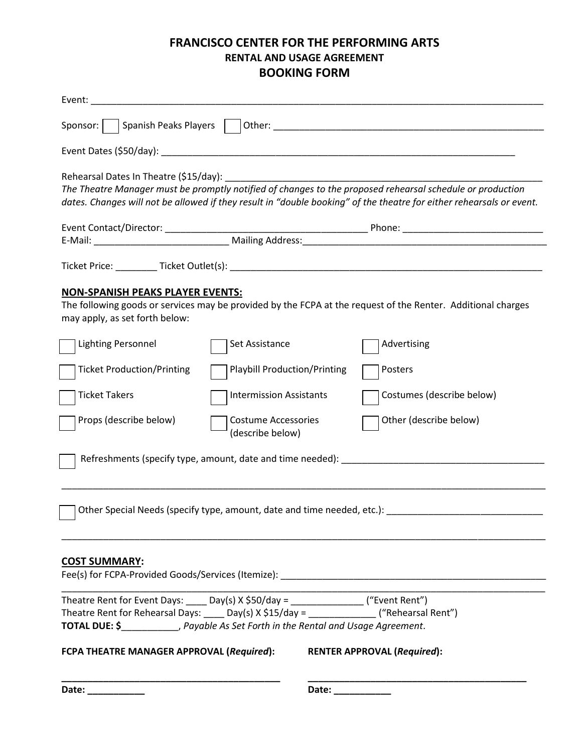# FRANCISCO CENTER FOR THE PERFORMING ARTS

## RENTAL AND USAGE AGREEMENT

## BOOKING FORM

Event: ___________________________________________________________________________

Sponsor: ☐ Spanish Peaks Players ☐ Other: ______________________________________________

Event Dates ($50/day): _____________________________________________________________

Rehearsal Dates In Theatre ($15/day): _________________________________________________

*The Theatre Manager must be promptly notified of changes to the proposed rehearsal schedule or production dates. Changes will not be allowed if they result in "double booking" of the theatre for either rehearsals or event.*

Event Contact/Director: ________________________________ Phone: ______________________

E-Mail: ______________________ Mailing Address:__________________________________________

Ticket Price: ________ Ticket Outlet(s): _______________________________________________

**NON-SPANISH PEAKS PLAYER EVENTS:**

The following goods or services may be provided by the FCPA at the request of the Renter. Additional charges may apply, as set forth below:

- ☐ Lighting Personnel
- ☐ Set Assistance
- ☐ Advertising
- ☐ Ticket Production/Printing
- ☐ Playbill Production/Printing
- ☐ Posters
- ☐ Ticket Takers
- ☐ Intermission Assistants
- ☐ Costumes (describe below)
- ☐ Props (describe below)
- ☐ Costume Accessories (describe below)
- ☐ Other (describe below)

☐ Refreshments (specify type, amount, date and time needed): ________________________________

___________________________________________________________________________________

☐ Other Special Needs (specify type, amount, date and time needed, etc.): _______________________

___________________________________________________________________________________

**COST SUMMARY:**

Fee(s) for FCPA-Provided Goods/Services (Itemize): _______________________________________

___________________________________________________________________________________

Theatre Rent for Event Days: ____ Day(s) X $50/day = ______________ ("Event Rent")

Theatre Rent for Rehearsal Days: ____ Day(s) X $15/day = _____________ ("Rehearsal Rent")

**TOTAL DUE: $**___________, *Payable As Set Forth in the Rental and Usage Agreement*.

**FCPA THEATRE MANAGER APPROVAL (*Required*):**

________________________________________

**Date:** ___________

**RENTER APPROVAL (*Required*):**

________________________________________

**Date:** ___________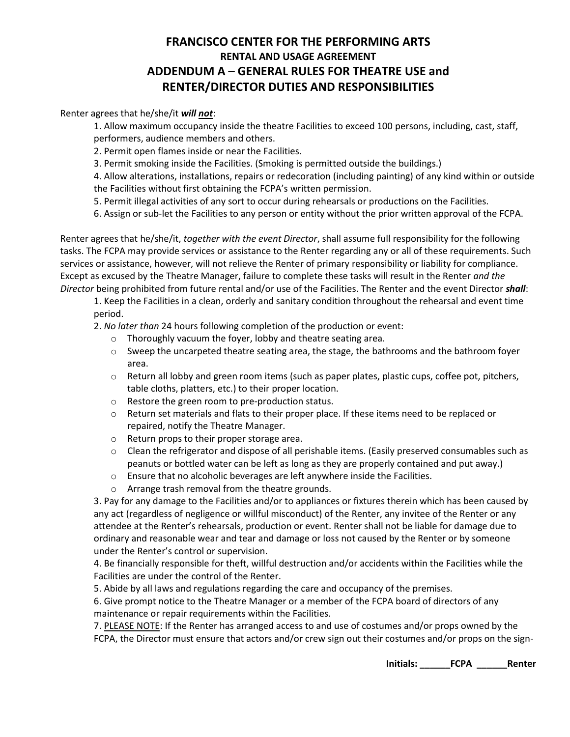# FRANCISCO CENTER FOR THE PERFORMING ARTS

## RENTAL AND USAGE AGREEMENT

## ADDENDUM A – GENERAL RULES FOR THEATRE USE and RENTER/DIRECTOR DUTIES AND RESPONSIBILITIES

Renter agrees that he/she/it ***will not***:

1. Allow maximum occupancy inside the theatre Facilities to exceed 100 persons, including, cast, staff, performers, audience members and others.
2. Permit open flames inside or near the Facilities.
3. Permit smoking inside the Facilities. (Smoking is permitted outside the buildings.)
4. Allow alterations, installations, repairs or redecoration (including painting) of any kind within or outside the Facilities without first obtaining the FCPA's written permission.
5. Permit illegal activities of any sort to occur during rehearsals or productions on the Facilities.
6. Assign or sub-let the Facilities to any person or entity without the prior written approval of the FCPA.

Renter agrees that he/she/it, *together with the event Director*, shall assume full responsibility for the following tasks. The FCPA may provide services or assistance to the Renter regarding any or all of these requirements. Such services or assistance, however, will not relieve the Renter of primary responsibility or liability for compliance. Except as excused by the Theatre Manager, failure to complete these tasks will result in the Renter *and the Director* being prohibited from future rental and/or use of the Facilities. The Renter and the event Director ***shall***:

1. Keep the Facilities in a clean, orderly and sanitary condition throughout the rehearsal and event time period.
2. *No later than* 24 hours following completion of the production or event:
   - Thoroughly vacuum the foyer, lobby and theatre seating area.
   - Sweep the uncarpeted theatre seating area, the stage, the bathrooms and the bathroom foyer area.
   - Return all lobby and green room items (such as paper plates, plastic cups, coffee pot, pitchers, table cloths, platters, etc.) to their proper location.
   - Restore the green room to pre-production status.
   - Return set materials and flats to their proper place. If these items need to be replaced or repaired, notify the Theatre Manager.
   - Return props to their proper storage area.
   - Clean the refrigerator and dispose of all perishable items. (Easily preserved consumables such as peanuts or bottled water can be left as long as they are properly contained and put away.)
   - Ensure that no alcoholic beverages are left anywhere inside the Facilities.
   - Arrange trash removal from the theatre grounds.
3. Pay for any damage to the Facilities and/or to appliances or fixtures therein which has been caused by any act (regardless of negligence or willful misconduct) of the Renter, any invitee of the Renter or any attendee at the Renter's rehearsals, production or event. Renter shall not be liable for damage due to ordinary and reasonable wear and tear and damage or loss not caused by the Renter or by someone under the Renter's control or supervision.
4. Be financially responsible for theft, willful destruction and/or accidents within the Facilities while the Facilities are under the control of the Renter.
5. Abide by all laws and regulations regarding the care and occupancy of the premises.
6. Give prompt notice to the Theatre Manager or a member of the FCPA board of directors of any maintenance or repair requirements within the Facilities.
7. <u>PLEASE NOTE</u>: If the Renter has arranged access to and use of costumes and/or props owned by the FCPA, the Director must ensure that actors and/or crew sign out their costumes and/or props on the sign-

**Initials: ______FCPA ______Renter**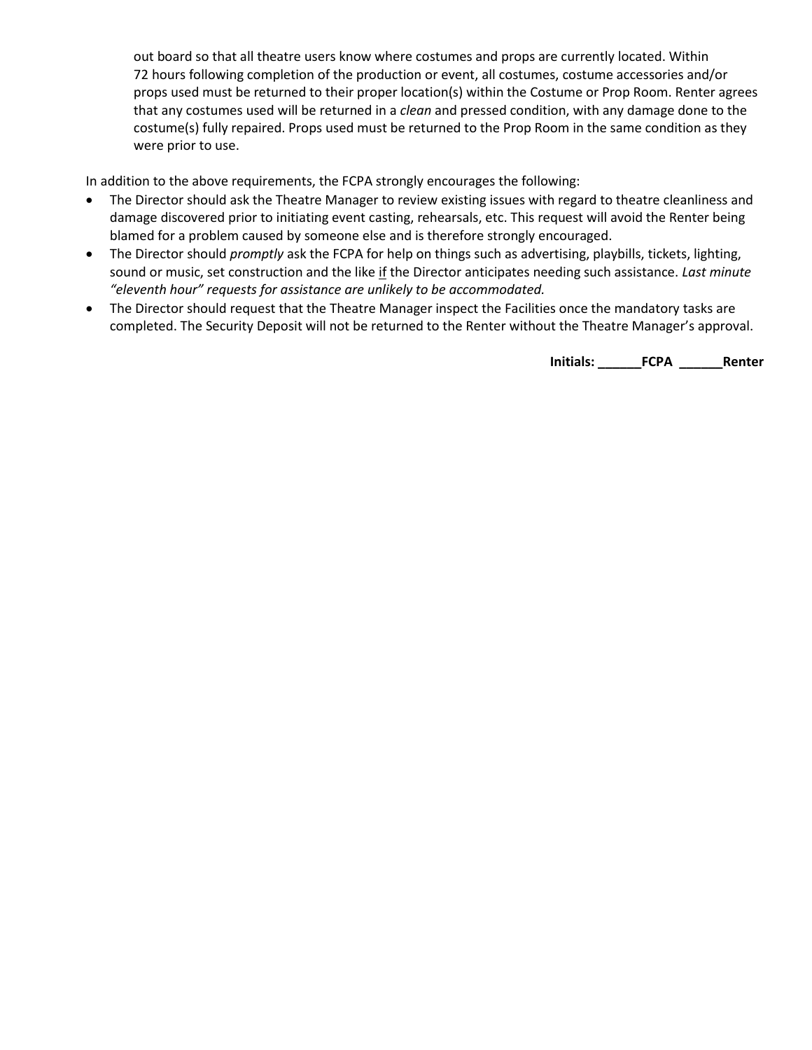out board so that all theatre users know where costumes and props are currently located. Within 72 hours following completion of the production or event, all costumes, costume accessories and/or props used must be returned to their proper location(s) within the Costume or Prop Room. Renter agrees that any costumes used will be returned in a *clean* and pressed condition, with any damage done to the costume(s) fully repaired. Props used must be returned to the Prop Room in the same condition as they were prior to use.

In addition to the above requirements, the FCPA strongly encourages the following:

- The Director should ask the Theatre Manager to review existing issues with regard to theatre cleanliness and damage discovered prior to initiating event casting, rehearsals, etc. This request will avoid the Renter being blamed for a problem caused by someone else and is therefore strongly encouraged.
- The Director should *promptly* ask the FCPA for help on things such as advertising, playbills, tickets, lighting, sound or music, set construction and the like <u>if</u> the Director anticipates needing such assistance. *Last minute "eleventh hour" requests for assistance are unlikely to be accommodated.*
- The Director should request that the Theatre Manager inspect the Facilities once the mandatory tasks are completed. The Security Deposit will not be returned to the Renter without the Theatre Manager's approval.

**Initials: ______FCPA ______Renter**